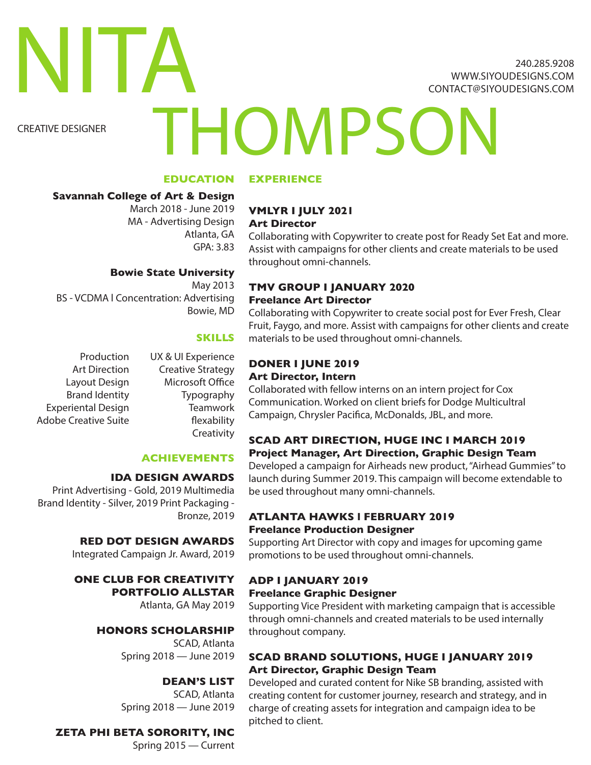# NITA THOMPSON

CREATIVE DESIGNER

240.285.9208
WWW.SIYOUDESIGNS.COM
CONTACT@SIYOUDESIGNS.COM

## EDUCATION

**Savannah College of Art & Design**
March 2018 - June 2019
MA - Advertising Design
Atlanta, GA
GPA: 3.83

**Bowie State University**
May 2013
BS - VCDMA l Concentration: Advertising
Bowie, MD

## SKILLS

- Production
- Art Direction
- Layout Design
- Brand Identity
- Experiental Design
- Adobe Creative Suite
- UX & UI Experience
- Creative Strategy
- Microsoft Office
- Typography
- Teamwork
- flexability
- Creativity

## ACHIEVEMENTS

**IDA DESIGN AWARDS**
Print Advertising - Gold, 2019 Multimedia Brand Identity - Silver, 2019 Print Packaging - Bronze, 2019

**RED DOT DESIGN AWARDS**
Integrated Campaign Jr. Award, 2019

**ONE CLUB FOR CREATIVITY PORTFOLIO ALLSTAR**
Atlanta, GA May 2019

**HONORS SCHOLARSHIP**
SCAD, Atlanta
Spring 2018 — June 2019

**DEAN'S LIST**
SCAD, Atlanta
Spring 2018 — June 2019

**ZETA PHI BETA SORORITY, INC**
Spring 2015 — Current

## EXPERIENCE

**VMLYR I JULY 2021**
**Art Director**
Collaborating with Copywriter to create post for Ready Set Eat and more. Assist with campaigns for other clients and create materials to be used throughout omni-channels.

**TMV GROUP I JANUARY 2020**
**Freelance Art Director**
Collaborating with Copywriter to create social post for Ever Fresh, Clear Fruit, Faygo, and more. Assist with campaigns for other clients and create materials to be used throughout omni-channels.

**DONER I JUNE 2019**
**Art Director, Intern**
Collaborated with fellow interns on an intern project for Cox Communication. Worked on client briefs for Dodge Multicultral Campaign, Chrysler Pacifica, McDonalds, JBL, and more.

**SCAD ART DIRECTION, HUGE INC I MARCH 2019**
**Project Manager, Art Direction, Graphic Design Team**
Developed a campaign for Airheads new product, "Airhead Gummies" to launch during Summer 2019. This campaign will become extendable to be used throughout many omni-channels.

**ATLANTA HAWKS I FEBRUARY 2019**
**Freelance Production Designer**
Supporting Art Director with copy and images for upcoming game promotions to be used throughout omni-channels.

**ADP I JANUARY 2019**
**Freelance Graphic Designer**
Supporting Vice President with marketing campaign that is accessible through omni-channels and created materials to be used internally throughout company.

**SCAD BRAND SOLUTIONS, HUGE I JANUARY 2019**
**Art Director, Graphic Design Team**
Developed and curated content for Nike SB branding, assisted with creating content for customer journey, research and strategy, and in charge of creating assets for integration and campaign idea to be pitched to client.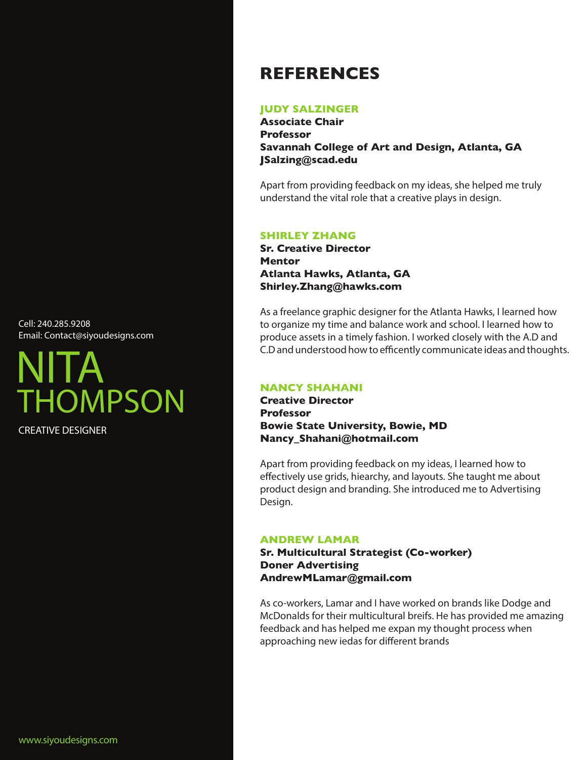Cell: 240.285.9208
Email: Contact@siyoudesigns.com

# NITA THOMPSON

CREATIVE DESIGNER

www.siyoudesigns.com

## REFERENCES

### JUDY SALZINGER

**Associate Chair**
**Professor**
**Savannah College of Art and Design, Atlanta, GA**
**JSalzing@scad.edu**

Apart from providing feedback on my ideas, she helped me truly understand the vital role that a creative plays in design.

### SHIRLEY ZHANG

**Sr. Creative Director**
**Mentor**
**Atlanta Hawks, Atlanta, GA**
**Shirley.Zhang@hawks.com**

As a freelance graphic designer for the Atlanta Hawks, I learned how to organize my time and balance work and school. I learned how to produce assets in a timely fashion. I worked closely with the A.D and C.D and understood how to efficently communicate ideas and thoughts.

### NANCY SHAHANI

**Creative Director**
**Professor**
**Bowie State University, Bowie, MD**
**Nancy_Shahani@hotmail.com**

Apart from providing feedback on my ideas, I learned how to effectively use grids, hiearchy, and layouts. She taught me about product design and branding. She introduced me to Advertising Design.

### ANDREW LAMAR

**Sr. Multicultural Strategist (Co-worker)**
**Doner Advertising**
**AndrewMLamar@gmail.com**

As co-workers, Lamar and I have worked on brands like Dodge and McDonalds for their multicultural breifs. He has provided me amazing feedback and has helped me expan my thought process when approaching new iedas for different brands